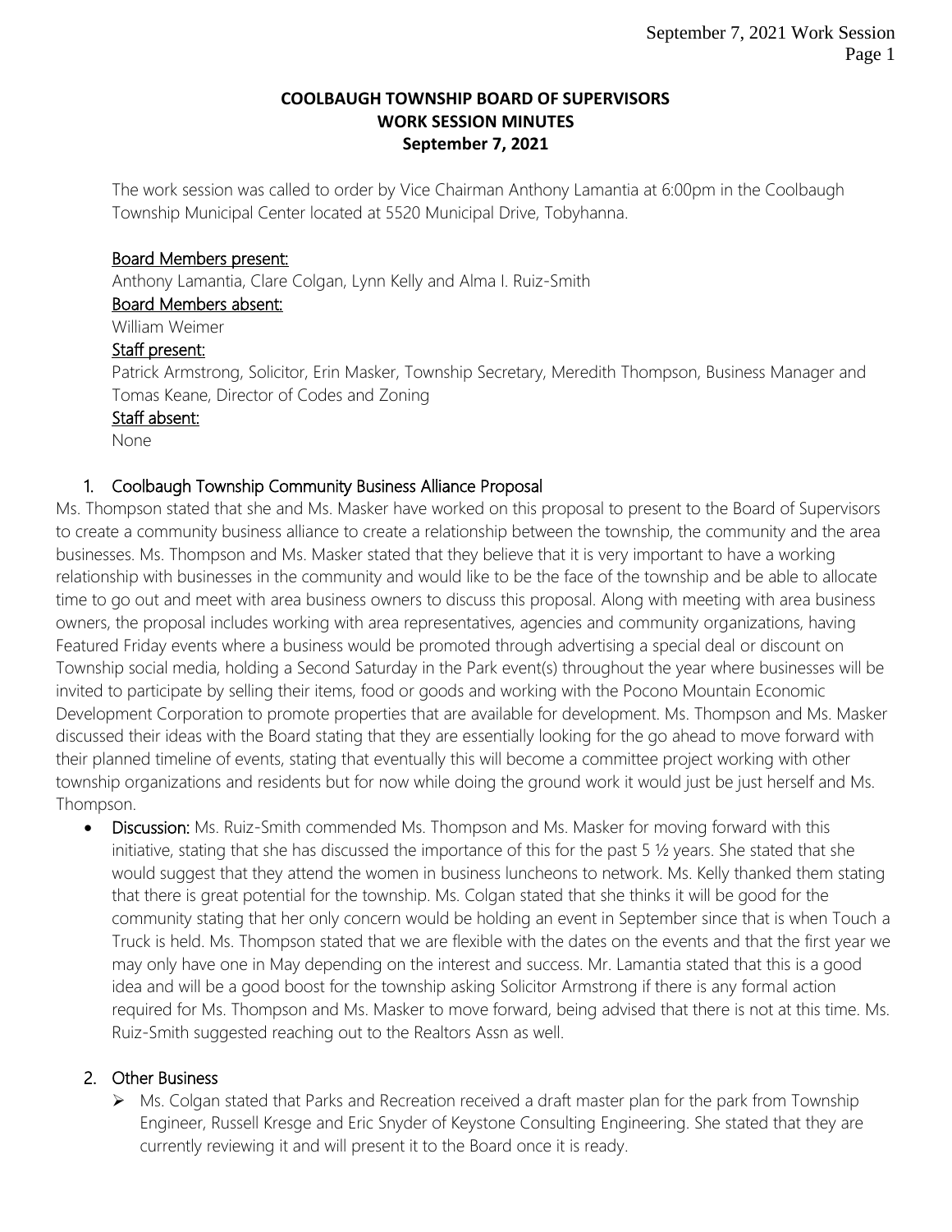# COOLBAUGH TOWNSHIP BOARD OF SUPERVISORS
## WORK SESSION MINUTES
### September 7, 2021

The work session was called to order by Vice Chairman Anthony Lamantia at 6:00pm in the Coolbaugh Township Municipal Center located at 5520 Municipal Drive, Tobyhanna.

**Board Members present:**
Anthony Lamantia, Clare Colgan, Lynn Kelly and Alma I. Ruiz-Smith

**Board Members absent:**
William Weimer

**Staff present:**
Patrick Armstrong, Solicitor, Erin Masker, Township Secretary, Meredith Thompson, Business Manager and Tomas Keane, Director of Codes and Zoning

**Staff absent:**
None

1. Coolbaugh Township Community Business Alliance Proposal

Ms. Thompson stated that she and Ms. Masker have worked on this proposal to present to the Board of Supervisors to create a community business alliance to create a relationship between the township, the community and the area businesses. Ms. Thompson and Ms. Masker stated that they believe that it is very important to have a working relationship with businesses in the community and would like to be the face of the township and be able to allocate time to go out and meet with area business owners to discuss this proposal. Along with meeting with area business owners, the proposal includes working with area representatives, agencies and community organizations, having Featured Friday events where a business would be promoted through advertising a special deal or discount on Township social media, holding a Second Saturday in the Park event(s) throughout the year where businesses will be invited to participate by selling their items, food or goods and working with the Pocono Mountain Economic Development Corporation to promote properties that are available for development. Ms. Thompson and Ms. Masker discussed their ideas with the Board stating that they are essentially looking for the go ahead to move forward with their planned timeline of events, stating that eventually this will become a committee project working with other township organizations and residents but for now while doing the ground work it would just be just herself and Ms. Thompson.

- **Discussion:** Ms. Ruiz-Smith commended Ms. Thompson and Ms. Masker for moving forward with this initiative, stating that she has discussed the importance of this for the past 5 ½ years. She stated that she would suggest that they attend the women in business luncheons to network. Ms. Kelly thanked them stating that there is great potential for the township. Ms. Colgan stated that she thinks it will be good for the community stating that her only concern would be holding an event in September since that is when Touch a Truck is held. Ms. Thompson stated that we are flexible with the dates on the events and that the first year we may only have one in May depending on the interest and success. Mr. Lamantia stated that this is a good idea and will be a good boost for the township asking Solicitor Armstrong if there is any formal action required for Ms. Thompson and Ms. Masker to move forward, being advised that there is not at this time. Ms. Ruiz-Smith suggested reaching out to the Realtors Assn as well.

2. Other Business

- Ms. Colgan stated that Parks and Recreation received a draft master plan for the park from Township Engineer, Russell Kresge and Eric Snyder of Keystone Consulting Engineering. She stated that they are currently reviewing it and will present it to the Board once it is ready.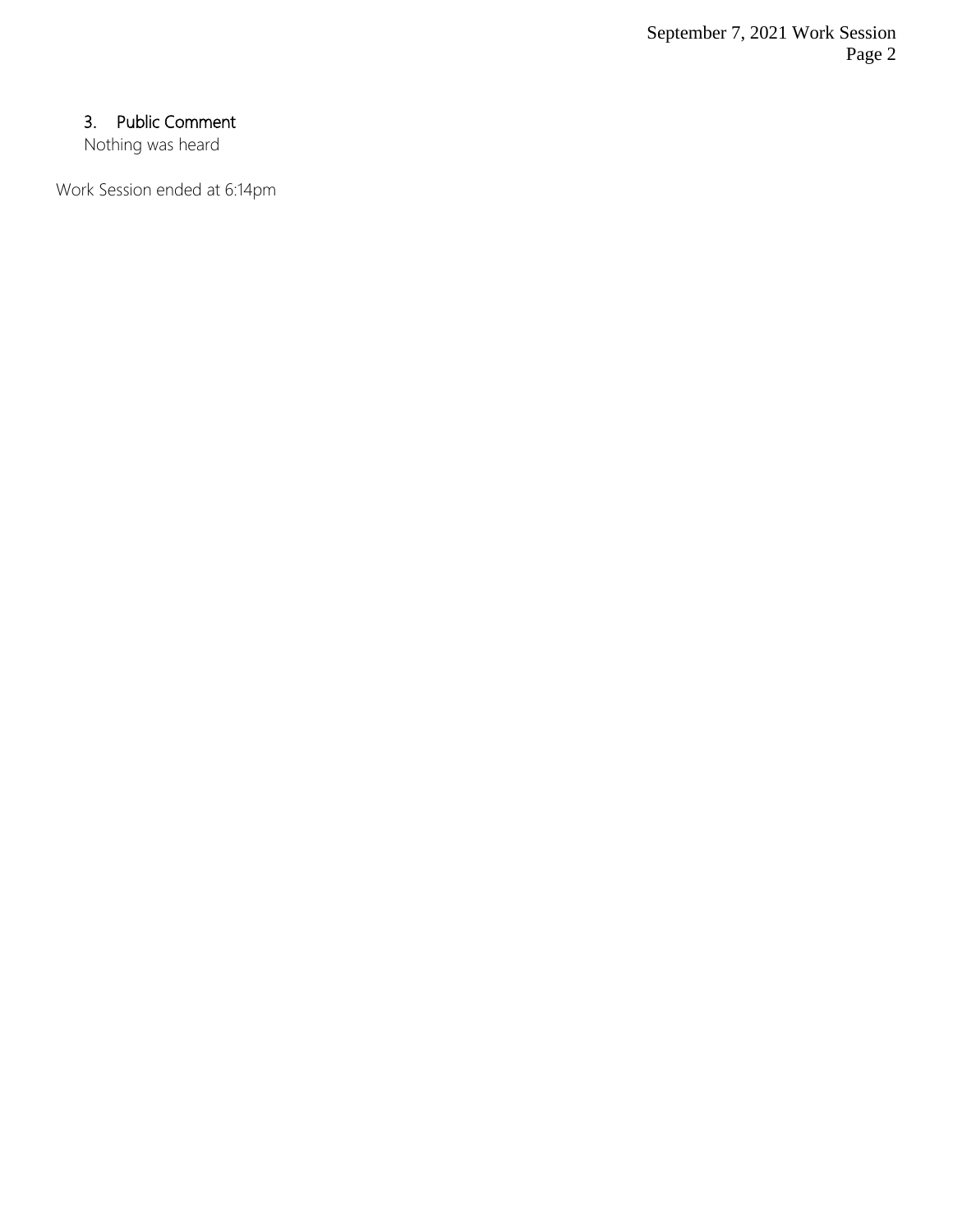### 3. Public Comment

Nothing was heard

Work Session ended at 6:14pm